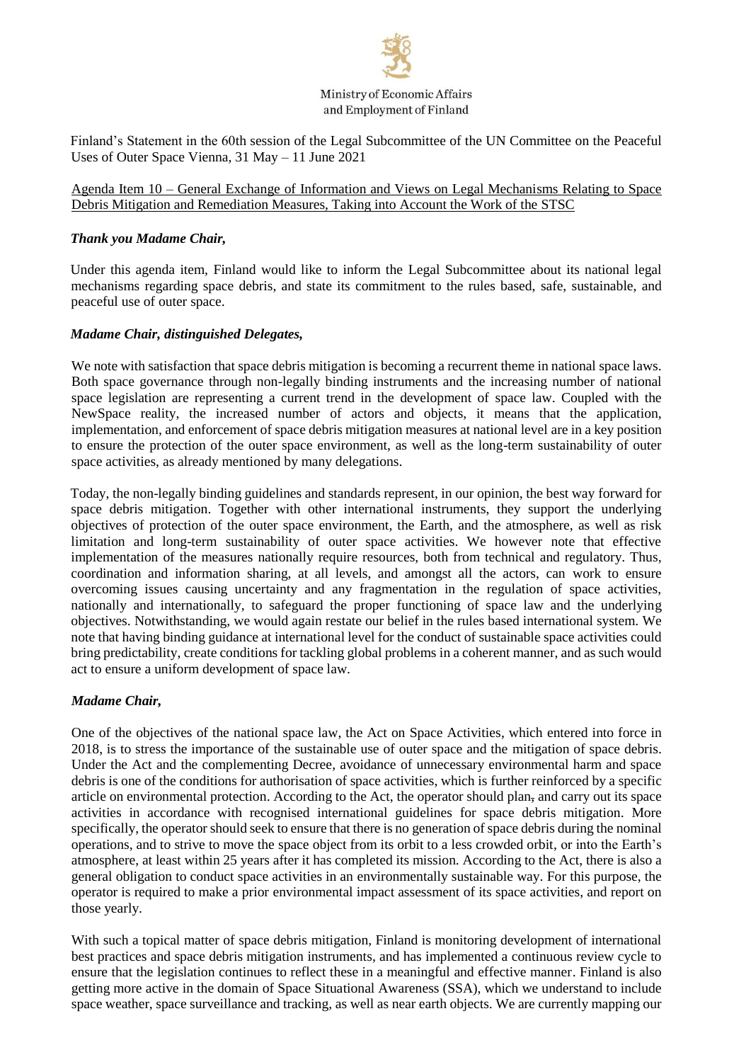Ministry of Economic Affairs
and Employment of Finland

Finland's Statement in the 60th session of the Legal Subcommittee of the UN Committee on the Peaceful Uses of Outer Space Vienna, 31 May – 11 June 2021

Agenda Item 10 – General Exchange of Information and Views on Legal Mechanisms Relating to Space Debris Mitigation and Remediation Measures, Taking into Account the Work of the STSC

***Thank you Madame Chair,***

Under this agenda item, Finland would like to inform the Legal Subcommittee about its national legal mechanisms regarding space debris, and state its commitment to the rules based, safe, sustainable, and peaceful use of outer space.

***Madame Chair, distinguished Delegates,***

We note with satisfaction that space debris mitigation is becoming a recurrent theme in national space laws. Both space governance through non-legally binding instruments and the increasing number of national space legislation are representing a current trend in the development of space law. Coupled with the NewSpace reality, the increased number of actors and objects, it means that the application, implementation, and enforcement of space debris mitigation measures at national level are in a key position to ensure the protection of the outer space environment, as well as the long-term sustainability of outer space activities, as already mentioned by many delegations.

Today, the non-legally binding guidelines and standards represent, in our opinion, the best way forward for space debris mitigation. Together with other international instruments, they support the underlying objectives of protection of the outer space environment, the Earth, and the atmosphere, as well as risk limitation and long-term sustainability of outer space activities. We however note that effective implementation of the measures nationally require resources, both from technical and regulatory. Thus, coordination and information sharing, at all levels, and amongst all the actors, can work to ensure overcoming issues causing uncertainty and any fragmentation in the regulation of space activities, nationally and internationally, to safeguard the proper functioning of space law and the underlying objectives. Notwithstanding, we would again restate our belief in the rules based international system. We note that having binding guidance at international level for the conduct of sustainable space activities could bring predictability, create conditions for tackling global problems in a coherent manner, and as such would act to ensure a uniform development of space law.

***Madame Chair,***

One of the objectives of the national space law, the Act on Space Activities, which entered into force in 2018, is to stress the importance of the sustainable use of outer space and the mitigation of space debris. Under the Act and the complementing Decree, avoidance of unnecessary environmental harm and space debris is one of the conditions for authorisation of space activities, which is further reinforced by a specific article on environmental protection. According to the Act, the operator should plan, and carry out its space activities in accordance with recognised international guidelines for space debris mitigation. More specifically, the operator should seek to ensure that there is no generation of space debris during the nominal operations, and to strive to move the space object from its orbit to a less crowded orbit, or into the Earth's atmosphere, at least within 25 years after it has completed its mission. According to the Act, there is also a general obligation to conduct space activities in an environmentally sustainable way. For this purpose, the operator is required to make a prior environmental impact assessment of its space activities, and report on those yearly.

With such a topical matter of space debris mitigation, Finland is monitoring development of international best practices and space debris mitigation instruments, and has implemented a continuous review cycle to ensure that the legislation continues to reflect these in a meaningful and effective manner. Finland is also getting more active in the domain of Space Situational Awareness (SSA), which we understand to include space weather, space surveillance and tracking, as well as near earth objects. We are currently mapping our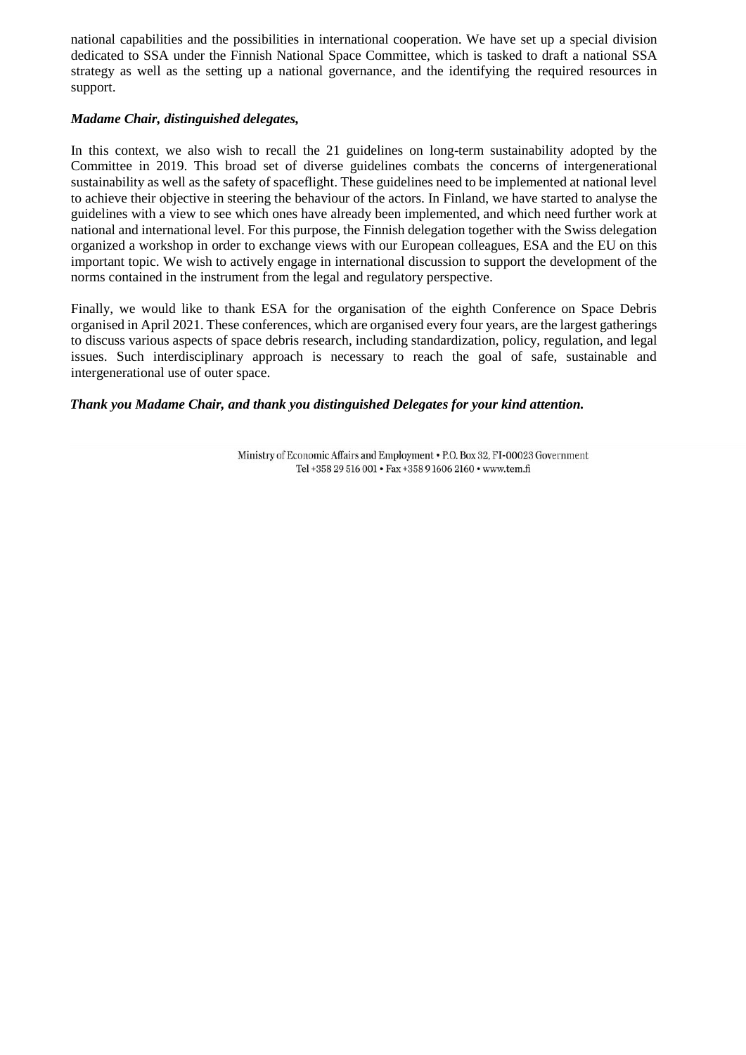national capabilities and the possibilities in international cooperation. We have set up a special division dedicated to SSA under the Finnish National Space Committee, which is tasked to draft a national SSA strategy as well as the setting up a national governance, and the identifying the required resources in support.

***Madame Chair, distinguished delegates,***

In this context, we also wish to recall the 21 guidelines on long-term sustainability adopted by the Committee in 2019. This broad set of diverse guidelines combats the concerns of intergenerational sustainability as well as the safety of spaceflight. These guidelines need to be implemented at national level to achieve their objective in steering the behaviour of the actors. In Finland, we have started to analyse the guidelines with a view to see which ones have already been implemented, and which need further work at national and international level. For this purpose, the Finnish delegation together with the Swiss delegation organized a workshop in order to exchange views with our European colleagues, ESA and the EU on this important topic. We wish to actively engage in international discussion to support the development of the norms contained in the instrument from the legal and regulatory perspective.

Finally, we would like to thank ESA for the organisation of the eighth Conference on Space Debris organised in April 2021. These conferences, which are organised every four years, are the largest gatherings to discuss various aspects of space debris research, including standardization, policy, regulation, and legal issues. Such interdisciplinary approach is necessary to reach the goal of safe, sustainable and intergenerational use of outer space.

***Thank you Madame Chair, and thank you distinguished Delegates for your kind attention.***

Ministry of Economic Affairs and Employment • P.O. Box 32, FI-00023 Government
Tel +358 29 516 001 • Fax +358 9 1606 2160 • www.tem.fi